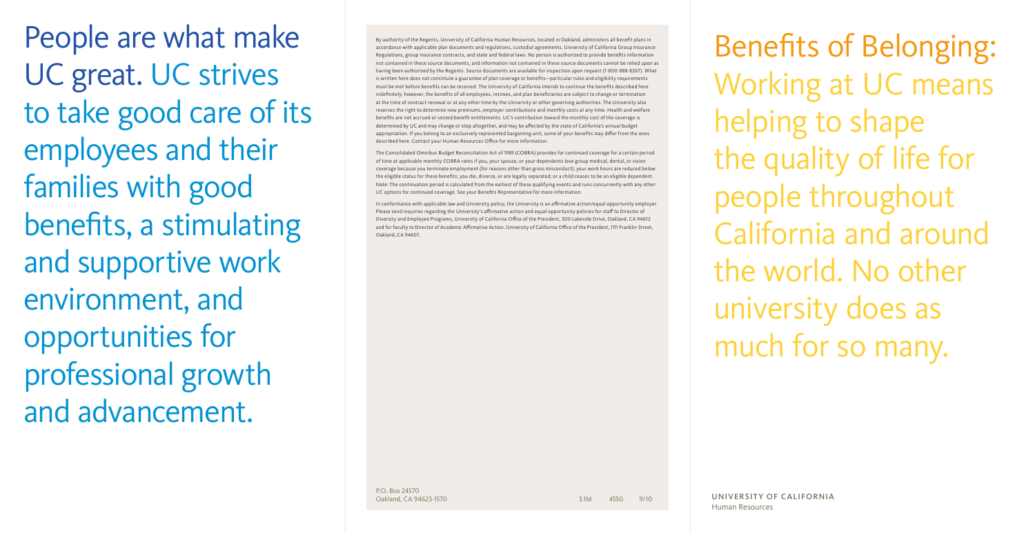# People are what make UC great. UC strives to take good care of its employees and their families with good benefits, a stimulating and supportive work environment, and opportunities for professional growth and advancement.

By authority of the Regents, University of California Human Resources, located in Oakland, administers all benefit plans in accordance with applicable plan documents and regulations, custodial agreements, University of California Group Insurance Regulations, group insurance contracts, and state and federal laws. No person is authorized to provide benefits information not contained in these source documents, and information not contained in these source documents cannot be relied upon as having been authorized by the Regents. Source documents are available for inspection upon request (1-800-888-8267). What is written here does not constitute a guarantee of plan coverage or benefits—particular rules and eligibility requirements must be met before benefits can be received. The University of California intends to continue the benefits described here indefinitely; however, the benefits of all employees, retirees, and plan beneficiaries are subject to change or termination at the time of contract renewal or at any other time by the University or other governing authorities. The University also reserves the right to determine new premiums, employer contributions and monthly costs at any time. Health and welfare benefits are not accrued or vested benefit entitlements. UC's contribution toward the monthly cost of the coverage is determined by UC and may change or stop altogether, and may be affected by the state of California's annual budget appropriation. If you belong to an exclusively represented bargaining unit, some of your benefits may differ from the ones described here. Contact your Human Resources Office for more information.

The Consolidated Omnibus Budget Reconciliation Act of 1985 (COBRA) provides for continued coverage for a certain period of time at applicable monthly COBRA rates if you, your spouse, or your dependents lose group medical, dental, or vision coverage because you terminate employment (for reasons other than gross misconduct); your work hours are reduced below the eligible status for these benefits; you die, divorce, or are legally separated; or a child ceases to be an eligible dependent. Note: The continuation period is calculated from the earliest of these qualifying events and runs concurrently with any other UC options for continued coverage. See your Benefits Representative for more information.

In conformance with applicable law and University policy, the University is an affirmative action/equal opportunity employer. Please send inquiries regarding the University's affirmative action and equal opportunity policies for staff to Director of Diversity and Employee Programs, University of California Office of the President, 300 Lakeside Drive, Oakland, CA 94612 and for faculty to Director of Academic Affirmative Action, University of California Office of the President, 1111 Franklin Street, Oakland, CA 94607.

P.O. Box 24570
Oakland, CA 94623-1570

3.1M 4550 9/10

# Benefits of Belonging: Working at UC means helping to shape the quality of life for people throughout California and around the world. No other university does as much for so many.

**UNIVERSITY OF CALIFORNIA**
Human Resources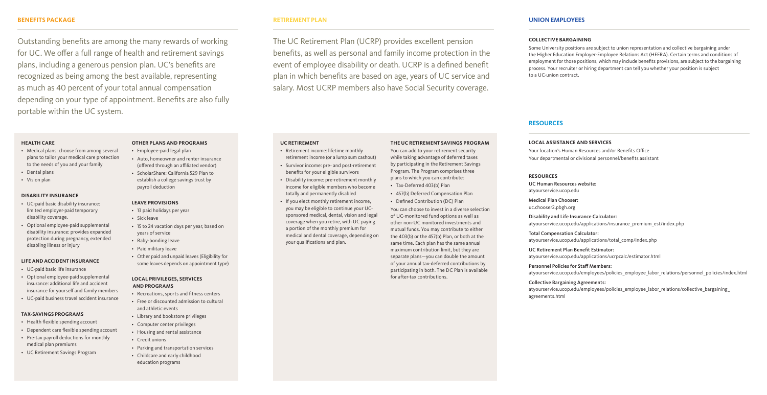## BENEFITS PACKAGE

Outstanding benefits are among the many rewards of working for UC. We offer a full range of health and retirement savings plans, including a generous pension plan. UC's benefits are recognized as being among the best available, representing as much as 40 percent of your total annual compensation depending on your type of appointment. Benefits are also fully portable within the UC system.

### HEALTH CARE

- Medical plans: choose from among several plans to tailor your medical care protection to the needs of you and your family
- Dental plans
- Vision plan

### DISABILITY INSURANCE

- UC-paid basic disability insurance: limited employer-paid temporary disability coverage.
- Optional employee-paid supplemental disability insurance: provides expanded protection during pregnancy, extended disabling illness or injury

### LIFE AND ACCIDENT INSURANCE

- UC-paid basic life insurance
- Optional employee-paid supplemental insurance: additional life and accident insurance for yourself and family members
- UC-paid business travel accident insurance

### TAX-SAVINGS PROGRAMS

- Health flexible spending account
- Dependent care flexible spending account
- Pre-tax payroll deductions for monthly medical plan premiums
- UC Retirement Savings Program

### OTHER PLANS AND PROGRAMS

- Employee-paid legal plan
- Auto, homeowner and renter insurance (offered through an affiliated vendor)
- ScholarShare: California 529 Plan to establish a college savings trust by payroll deduction

### LEAVE PROVISIONS

- 13 paid holidays per year
- Sick leave
- 15 to 24 vacation days per year, based on years of service
- Baby-bonding leave
- Paid military leave
- Other paid and unpaid leaves (Eligibility for some leaves depends on appointment type)

### LOCAL PRIVILEGES, SERVICES AND PROGRAMS

- Recreations, sports and fitness centers
- Free or discounted admission to cultural and athletic events
- Library and bookstore privileges
- Computer center privileges
- Housing and rental assistance
- Credit unions
- Parking and transportation services
- Childcare and early childhood education programs

## RETIREMENT PLAN

The UC Retirement Plan (UCRP) provides excellent pension benefits, as well as personal and family income protection in the event of employee disability or death. UCRP is a defined benefit plan in which benefits are based on age, years of UC service and salary. Most UCRP members also have Social Security coverage.

### UC RETIREMENT

- Retirement income: lifetime monthly retirement income (or a lump sum cashout)
- Survivor income: pre- and post-retirement benefits for your eligible survivors
- Disability income: pre-retirement monthly income for eligible members who become totally and permanently disabled
- If you elect monthly retirement income, you may be eligible to continue your UC-sponsored medical, dental, vision and legal coverage when you retire, with UC paying a portion of the monthly premium for medical and dental coverage, depending on your qualifications and plan.

### THE UC RETIREMENT SAVINGS PROGRAM

You can add to your retirement security while taking advantage of deferred taxes by participating in the Retirement Savings Program. The Program comprises three plans to which you can contribute:

- Tax-Deferred 403(b) Plan
- 457(b) Deferred Compensation Plan
- Defined Contribution (DC) Plan

You can choose to invest in a diverse selection of UC-monitored fund options as well as other non-UC monitored investments and mutual funds. You may contribute to either the 403(b) or the 457(b) Plan, or both at the same time. Each plan has the same annual maximum contribution limit, but they are separate plans—you can double the amount of your annual tax-deferred contributions by participating in both. The DC Plan is available for after-tax contributions.

## UNION EMPLOYEES

### COLLECTIVE BARGAINING

Some University positions are subject to union representation and collective bargaining under the Higher Education Employer-Employee Relations Act (HEERA). Certain terms and conditions of employment for those positions, which may include benefits provisions, are subject to the bargaining process. Your recruiter or hiring department can tell you whether your position is subject to a UC-union contract.

## RESOURCES

### LOCAL ASSISTANCE AND SERVICES

Your location's Human Resources and/or Benefits Office
Your departmental or divisional personnel/benefits assistant

### RESOURCES

**UC Human Resources website:**
atyourservice.ucop.edu

**Medical Plan Chooser:**
uc.chooser2.pbgh.org

**Disability and Life Insurance Calculator:**
atyourservice.ucop.edu/applications/insurance_premium_est/index.php

**Total Compensation Calculator:**
atyourservice.ucop.edu/applications/total_comp/index.php

**UC Retirement Plan Benefit Estimator:**
atyourservice.ucop.edu/applications/ucrpcalc/estimator.html

**Personnel Policies for Staff Members:**
atyourservice.ucop.edu/employees/policies_employee_labor_relations/personnel_policies/index.html

**Collective Bargaining Agreements:**
atyourservice.ucop.edu/employees/policies_employee_labor_relations/collective_bargaining_agreements.html